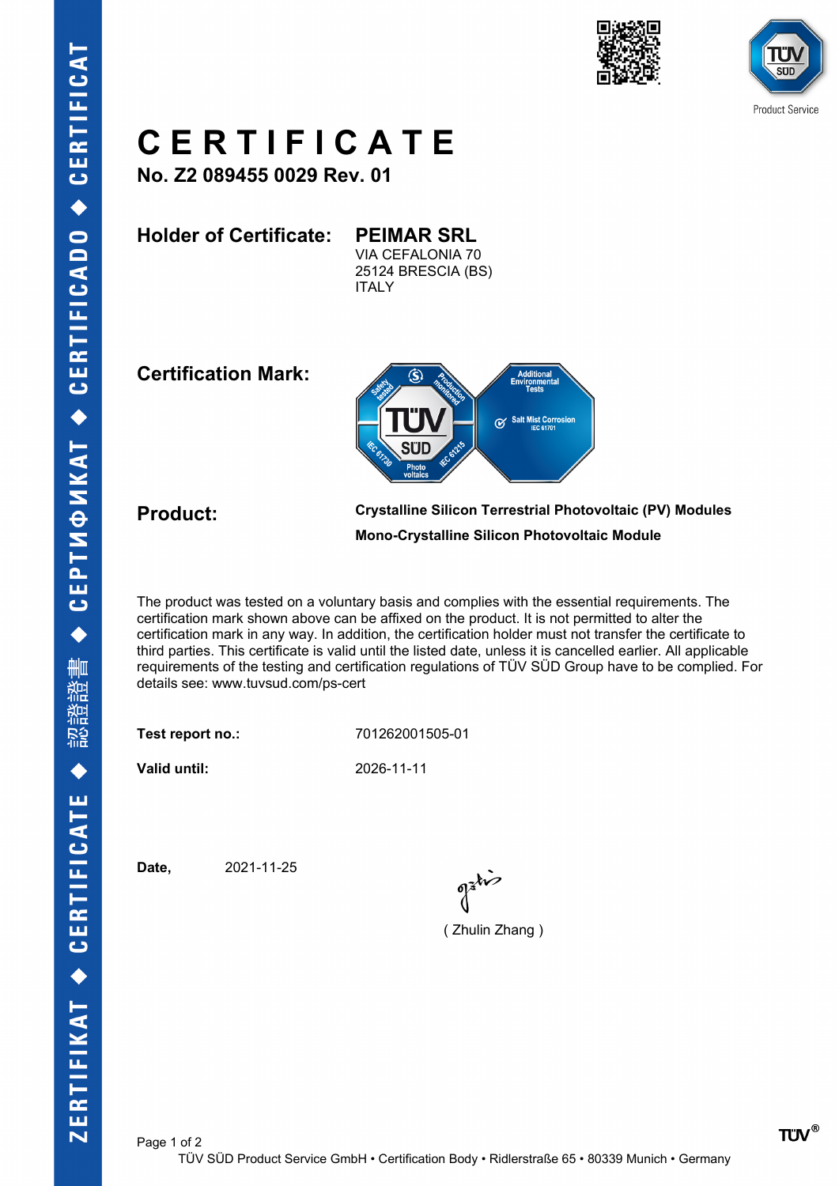# CERTIFICATE

**No. Z2 089455 0029 Rev. 01**

**Holder of Certificate:** **PEIMAR SRL**
VIA CEFALONIA 70
25124 BRESCIA (BS)
ITALY

**Certification Mark:**

**Product:**

**Crystalline Silicon Terrestrial Photovoltaic (PV) Modules**

**Mono-Crystalline Silicon Photovoltaic Module**

The product was tested on a voluntary basis and complies with the essential requirements. The certification mark shown above can be affixed on the product. It is not permitted to alter the certification mark in any way. In addition, the certification holder must not transfer the certificate to third parties. This certificate is valid until the listed date, unless it is cancelled earlier. All applicable requirements of the testing and certification regulations of TÜV SÜD Group have to be complied. For details see: www.tuvsud.com/ps-cert

**Test report no.:** 701262001505-01

**Valid until:** 2026-11-11

**Date,** 2021-11-25

( Zhulin Zhang )

TÜV SÜD Product Service GmbH • Certification Body • Ridlerstraße 65 • 80339 Munich • Germany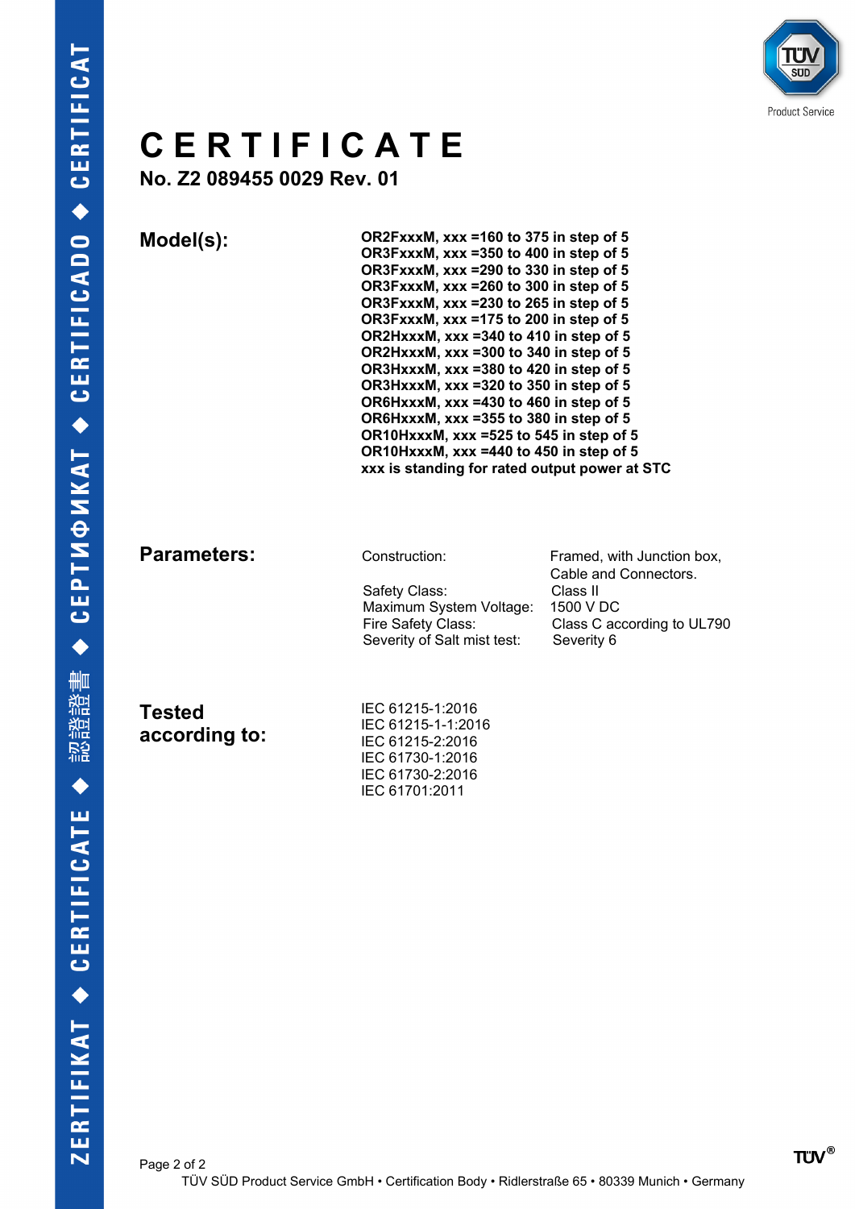# CERTIFICATE

**No. Z2 089455 0029 Rev. 01**

## Model(s):

**OR2FxxxM, xxx =160 to 375 in step of 5**
**OR3FxxxM, xxx =350 to 400 in step of 5**
**OR3FxxxM, xxx =290 to 330 in step of 5**
**OR3FxxxM, xxx =260 to 300 in step of 5**
**OR3FxxxM, xxx =230 to 265 in step of 5**
**OR3FxxxM, xxx =175 to 200 in step of 5**
**OR2HxxxM, xxx =340 to 410 in step of 5**
**OR2HxxxM, xxx =300 to 340 in step of 5**
**OR3HxxxM, xxx =380 to 420 in step of 5**
**OR3HxxxM, xxx =320 to 350 in step of 5**
**OR6HxxxM, xxx =430 to 460 in step of 5**
**OR6HxxxM, xxx =355 to 380 in step of 5**
**OR10HxxxM, xxx =525 to 545 in step of 5**
**OR10HxxxM, xxx =440 to 450 in step of 5**
**xxx is standing for rated output power at STC**

## Parameters:

| | |
|---|---|
| Construction: | Framed, with Junction box, Cable and Connectors. |
| Safety Class: | Class II |
| Maximum System Voltage: | 1500 V DC |
| Fire Safety Class: | Class C according to UL790 |
| Severity of Salt mist test: | Severity 6 |

## Tested according to:

IEC 61215-1:2016
IEC 61215-1-1:2016
IEC 61215-2:2016
IEC 61730-1:2016
IEC 61730-2:2016
IEC 61701:2011

TÜV SÜD Product Service GmbH • Certification Body • Ridlerstraße 65 • 80339 Munich • Germany